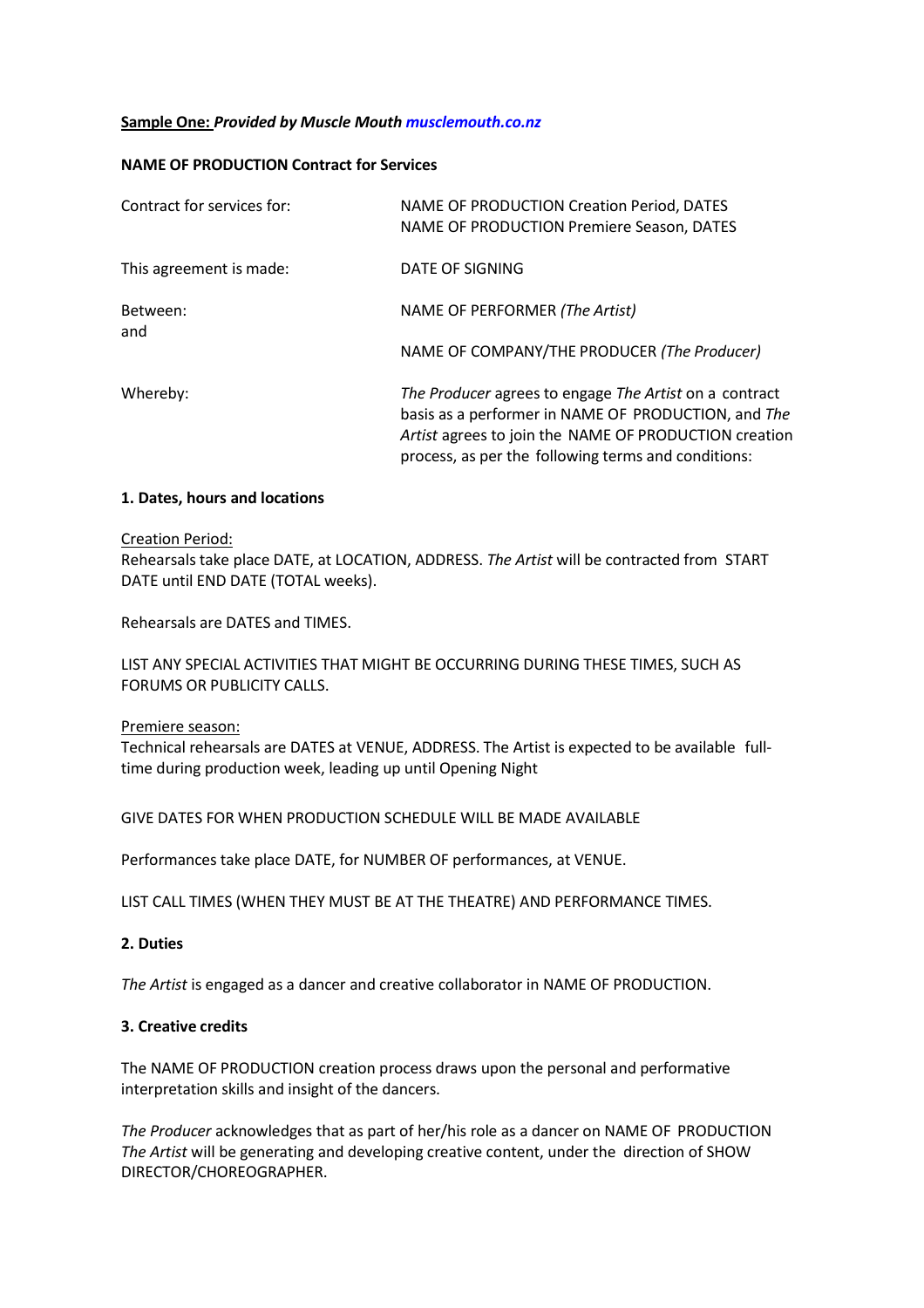**<u>Sample One:</u> *Provided by Muscle Mouth* [*musclemouth.co.nz*](musclemouth.co.nz)**

**NAME OF PRODUCTION Contract for Services**

| | |
|---|---|
| Contract for services for: | NAME OF PRODUCTION Creation Period, DATES<br>NAME OF PRODUCTION Premiere Season, DATES |
| This agreement is made: | DATE OF SIGNING |
| Between:<br>and | NAME OF PERFORMER *(The Artist)*<br><br>NAME OF COMPANY/THE PRODUCER *(The Producer)* |
| Whereby: | *The Producer* agrees to engage *The Artist* on a contract basis as a performer in NAME OF PRODUCTION, and *The Artist* agrees to join the NAME OF PRODUCTION creation process, as per the following terms and conditions: |

**1. Dates, hours and locations**

<u>Creation Period:</u>
Rehearsals take place DATE, at LOCATION, ADDRESS. *The Artist* will be contracted from START DATE until END DATE (TOTAL weeks).

Rehearsals are DATES and TIMES.

LIST ANY SPECIAL ACTIVITIES THAT MIGHT BE OCCURRING DURING THESE TIMES, SUCH AS FORUMS OR PUBLICITY CALLS.

<u>Premiere season:</u>
Technical rehearsals are DATES at VENUE, ADDRESS. The Artist is expected to be available full-time during production week, leading up until Opening Night

GIVE DATES FOR WHEN PRODUCTION SCHEDULE WILL BE MADE AVAILABLE

Performances take place DATE, for NUMBER OF performances, at VENUE.

LIST CALL TIMES (WHEN THEY MUST BE AT THE THEATRE) AND PERFORMANCE TIMES.

**2. Duties**

*The Artist* is engaged as a dancer and creative collaborator in NAME OF PRODUCTION.

**3. Creative credits**

The NAME OF PRODUCTION creation process draws upon the personal and performative interpretation skills and insight of the dancers.

*The Producer* acknowledges that as part of her/his role as a dancer on NAME OF PRODUCTION *The Artist* will be generating and developing creative content, under the direction of SHOW DIRECTOR/CHOREOGRAPHER.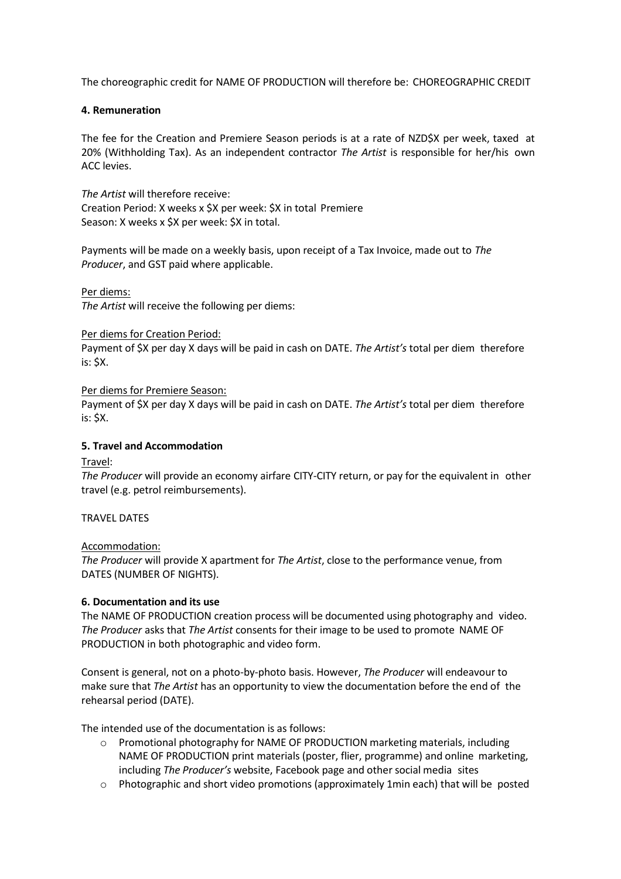The choreographic credit for NAME OF PRODUCTION will therefore be: CHOREOGRAPHIC CREDIT

**4. Remuneration**

The fee for the Creation and Premiere Season periods is at a rate of NZD$X per week, taxed at 20% (Withholding Tax). As an independent contractor *The Artist* is responsible for her/his own ACC levies.

*The Artist* will therefore receive:
Creation Period: X weeks x $X per week: $X in total Premiere
Season: X weeks x $X per week: $X in total.

Payments will be made on a weekly basis, upon receipt of a Tax Invoice, made out to *The Producer*, and GST paid where applicable.

<u>Per diems:</u>
*The Artist* will receive the following per diems:

<u>Per diems for Creation Period:</u>
Payment of $X per day X days will be paid in cash on DATE. *The Artist's* total per diem therefore is: $X.

<u>Per diems for Premiere Season:</u>
Payment of $X per day X days will be paid in cash on DATE. *The Artist's* total per diem therefore is: $X.

**5. Travel and Accommodation**

<u>Travel</u>:
*The Producer* will provide an economy airfare CITY-CITY return, or pay for the equivalent in other travel (e.g. petrol reimbursements).

TRAVEL DATES

<u>Accommodation:</u>
*The Producer* will provide X apartment for *The Artist*, close to the performance venue, from DATES (NUMBER OF NIGHTS).

**6. Documentation and its use**

The NAME OF PRODUCTION creation process will be documented using photography and video. *The Producer* asks that *The Artist* consents for their image to be used to promote NAME OF PRODUCTION in both photographic and video form.

Consent is general, not on a photo-by-photo basis. However, *The Producer* will endeavour to make sure that *The Artist* has an opportunity to view the documentation before the end of the rehearsal period (DATE).

The intended use of the documentation is as follows:

- Promotional photography for NAME OF PRODUCTION marketing materials, including NAME OF PRODUCTION print materials (poster, flier, programme) and online marketing, including *The Producer's* website, Facebook page and other social media sites
- Photographic and short video promotions (approximately 1min each) that will be posted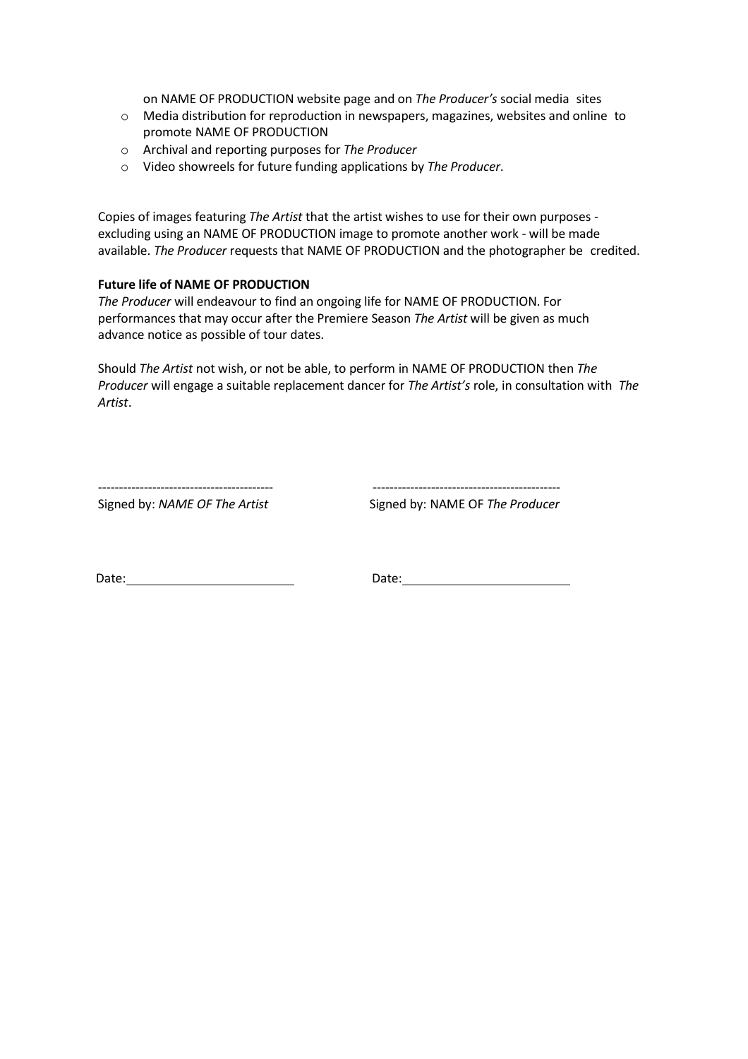on NAME OF PRODUCTION website page and on *The Producer's* social media sites

- Media distribution for reproduction in newspapers, magazines, websites and online to promote NAME OF PRODUCTION
- Archival and reporting purposes for *The Producer*
- Video showreels for future funding applications by *The Producer*.

Copies of images featuring *The Artist* that the artist wishes to use for their own purposes - excluding using an NAME OF PRODUCTION image to promote another work - will be made available. *The Producer* requests that NAME OF PRODUCTION and the photographer be credited.

**Future life of NAME OF PRODUCTION**

*The Producer* will endeavour to find an ongoing life for NAME OF PRODUCTION. For performances that may occur after the Premiere Season *The Artist* will be given as much advance notice as possible of tour dates.

Should *The Artist* not wish, or not be able, to perform in NAME OF PRODUCTION then *The Producer* will engage a suitable replacement dancer for *The Artist's* role, in consultation with *The Artist*.

------------------------------------------ 
Signed by: *NAME OF The Artist*

--------------------------------------------- 
Signed by: NAME OF *The Producer*

Date: \_\_\_\_\_\_\_\_\_\_\_\_\_\_\_\_\_\_\_\_\_\_\_\_

Date: \_\_\_\_\_\_\_\_\_\_\_\_\_\_\_\_\_\_\_\_\_\_\_\_